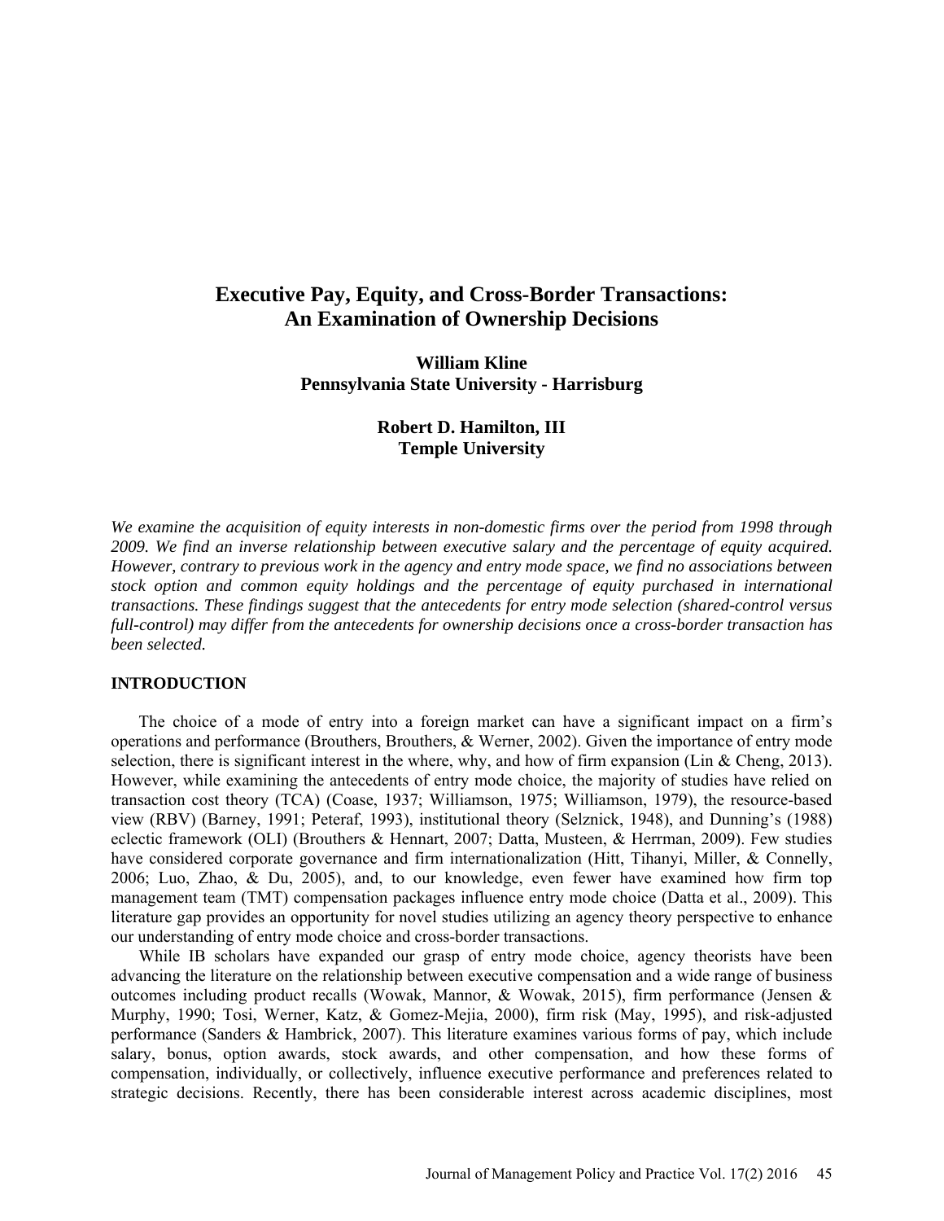# Executive Pay, Equity, and Cross-Border Transactions: An Examination of Ownership Decisions

**William Kline**
**Pennsylvania State University - Harrisburg**

**Robert D. Hamilton, III**
**Temple University**

*We examine the acquisition of equity interests in non-domestic firms over the period from 1998 through 2009. We find an inverse relationship between executive salary and the percentage of equity acquired. However, contrary to previous work in the agency and entry mode space, we find no associations between stock option and common equity holdings and the percentage of equity purchased in international transactions. These findings suggest that the antecedents for entry mode selection (shared-control versus full-control) may differ from the antecedents for ownership decisions once a cross-border transaction has been selected.*

## INTRODUCTION

The choice of a mode of entry into a foreign market can have a significant impact on a firm's operations and performance (Brouthers, Brouthers, & Werner, 2002). Given the importance of entry mode selection, there is significant interest in the where, why, and how of firm expansion (Lin & Cheng, 2013). However, while examining the antecedents of entry mode choice, the majority of studies have relied on transaction cost theory (TCA) (Coase, 1937; Williamson, 1975; Williamson, 1979), the resource-based view (RBV) (Barney, 1991; Peteraf, 1993), institutional theory (Selznick, 1948), and Dunning's (1988) eclectic framework (OLI) (Brouthers & Hennart, 2007; Datta, Musteen, & Herrman, 2009). Few studies have considered corporate governance and firm internationalization (Hitt, Tihanyi, Miller, & Connelly, 2006; Luo, Zhao, & Du, 2005), and, to our knowledge, even fewer have examined how firm top management team (TMT) compensation packages influence entry mode choice (Datta et al., 2009). This literature gap provides an opportunity for novel studies utilizing an agency theory perspective to enhance our understanding of entry mode choice and cross-border transactions.

While IB scholars have expanded our grasp of entry mode choice, agency theorists have been advancing the literature on the relationship between executive compensation and a wide range of business outcomes including product recalls (Wowak, Mannor, & Wowak, 2015), firm performance (Jensen & Murphy, 1990; Tosi, Werner, Katz, & Gomez-Mejia, 2000), firm risk (May, 1995), and risk-adjusted performance (Sanders & Hambrick, 2007). This literature examines various forms of pay, which include salary, bonus, option awards, stock awards, and other compensation, and how these forms of compensation, individually, or collectively, influence executive performance and preferences related to strategic decisions. Recently, there has been considerable interest across academic disciplines, most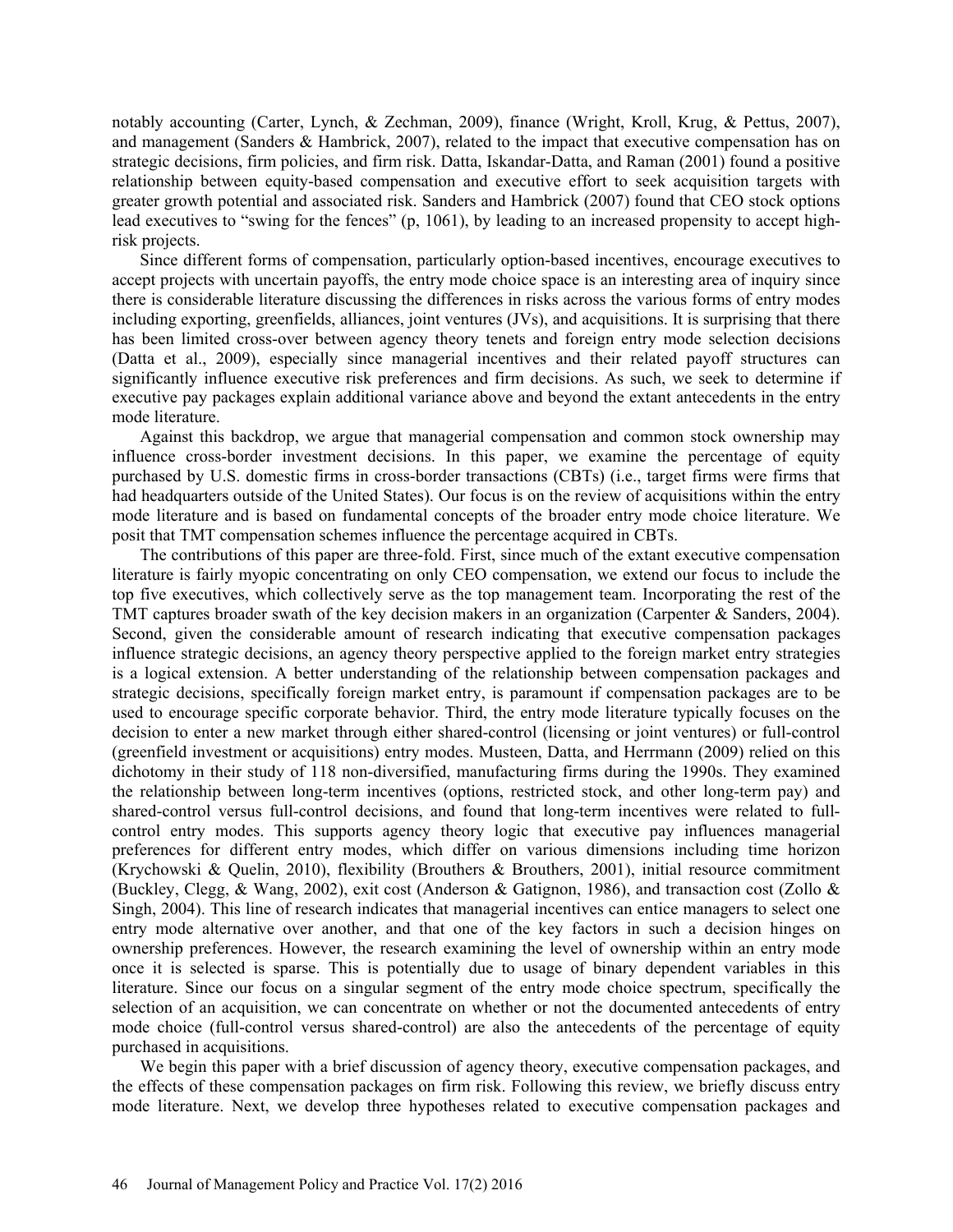notably accounting (Carter, Lynch, & Zechman, 2009), finance (Wright, Kroll, Krug, & Pettus, 2007), and management (Sanders & Hambrick, 2007), related to the impact that executive compensation has on strategic decisions, firm policies, and firm risk. Datta, Iskandar-Datta, and Raman (2001) found a positive relationship between equity-based compensation and executive effort to seek acquisition targets with greater growth potential and associated risk. Sanders and Hambrick (2007) found that CEO stock options lead executives to "swing for the fences" (p, 1061), by leading to an increased propensity to accept high-risk projects.

Since different forms of compensation, particularly option-based incentives, encourage executives to accept projects with uncertain payoffs, the entry mode choice space is an interesting area of inquiry since there is considerable literature discussing the differences in risks across the various forms of entry modes including exporting, greenfields, alliances, joint ventures (JVs), and acquisitions. It is surprising that there has been limited cross-over between agency theory tenets and foreign entry mode selection decisions (Datta et al., 2009), especially since managerial incentives and their related payoff structures can significantly influence executive risk preferences and firm decisions. As such, we seek to determine if executive pay packages explain additional variance above and beyond the extant antecedents in the entry mode literature.

Against this backdrop, we argue that managerial compensation and common stock ownership may influence cross-border investment decisions. In this paper, we examine the percentage of equity purchased by U.S. domestic firms in cross-border transactions (CBTs) (i.e., target firms were firms that had headquarters outside of the United States). Our focus is on the review of acquisitions within the entry mode literature and is based on fundamental concepts of the broader entry mode choice literature. We posit that TMT compensation schemes influence the percentage acquired in CBTs.

The contributions of this paper are three-fold. First, since much of the extant executive compensation literature is fairly myopic concentrating on only CEO compensation, we extend our focus to include the top five executives, which collectively serve as the top management team. Incorporating the rest of the TMT captures broader swath of the key decision makers in an organization (Carpenter & Sanders, 2004). Second, given the considerable amount of research indicating that executive compensation packages influence strategic decisions, an agency theory perspective applied to the foreign market entry strategies is a logical extension. A better understanding of the relationship between compensation packages and strategic decisions, specifically foreign market entry, is paramount if compensation packages are to be used to encourage specific corporate behavior. Third, the entry mode literature typically focuses on the decision to enter a new market through either shared-control (licensing or joint ventures) or full-control (greenfield investment or acquisitions) entry modes. Musteen, Datta, and Herrmann (2009) relied on this dichotomy in their study of 118 non-diversified, manufacturing firms during the 1990s. They examined the relationship between long-term incentives (options, restricted stock, and other long-term pay) and shared-control versus full-control decisions, and found that long-term incentives were related to full-control entry modes. This supports agency theory logic that executive pay influences managerial preferences for different entry modes, which differ on various dimensions including time horizon (Krychowski & Quelin, 2010), flexibility (Brouthers & Brouthers, 2001), initial resource commitment (Buckley, Clegg, & Wang, 2002), exit cost (Anderson & Gatignon, 1986), and transaction cost (Zollo & Singh, 2004). This line of research indicates that managerial incentives can entice managers to select one entry mode alternative over another, and that one of the key factors in such a decision hinges on ownership preferences. However, the research examining the level of ownership within an entry mode once it is selected is sparse. This is potentially due to usage of binary dependent variables in this literature. Since our focus on a singular segment of the entry mode choice spectrum, specifically the selection of an acquisition, we can concentrate on whether or not the documented antecedents of entry mode choice (full-control versus shared-control) are also the antecedents of the percentage of equity purchased in acquisitions.

We begin this paper with a brief discussion of agency theory, executive compensation packages, and the effects of these compensation packages on firm risk. Following this review, we briefly discuss entry mode literature. Next, we develop three hypotheses related to executive compensation packages and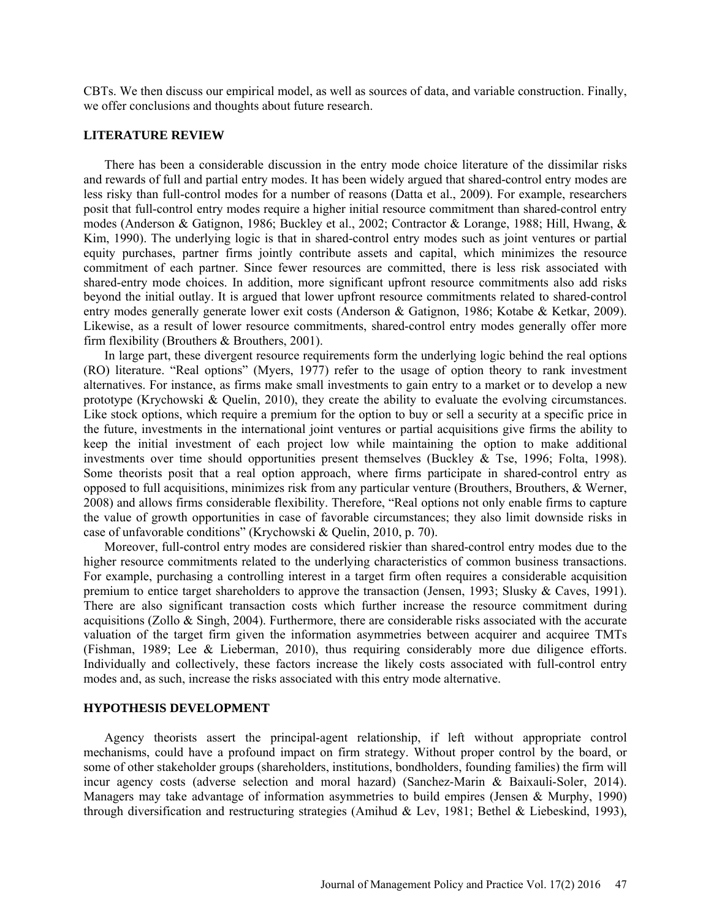CBTs. We then discuss our empirical model, as well as sources of data, and variable construction. Finally, we offer conclusions and thoughts about future research.

## LITERATURE REVIEW

There has been a considerable discussion in the entry mode choice literature of the dissimilar risks and rewards of full and partial entry modes. It has been widely argued that shared-control entry modes are less risky than full-control modes for a number of reasons (Datta et al., 2009). For example, researchers posit that full-control entry modes require a higher initial resource commitment than shared-control entry modes (Anderson & Gatignon, 1986; Buckley et al., 2002; Contractor & Lorange, 1988; Hill, Hwang, & Kim, 1990). The underlying logic is that in shared-control entry modes such as joint ventures or partial equity purchases, partner firms jointly contribute assets and capital, which minimizes the resource commitment of each partner. Since fewer resources are committed, there is less risk associated with shared-entry mode choices. In addition, more significant upfront resource commitments also add risks beyond the initial outlay. It is argued that lower upfront resource commitments related to shared-control entry modes generally generate lower exit costs (Anderson & Gatignon, 1986; Kotabe & Ketkar, 2009). Likewise, as a result of lower resource commitments, shared-control entry modes generally offer more firm flexibility (Brouthers & Brouthers, 2001).

In large part, these divergent resource requirements form the underlying logic behind the real options (RO) literature. "Real options" (Myers, 1977) refer to the usage of option theory to rank investment alternatives. For instance, as firms make small investments to gain entry to a market or to develop a new prototype (Krychowski & Quelin, 2010), they create the ability to evaluate the evolving circumstances. Like stock options, which require a premium for the option to buy or sell a security at a specific price in the future, investments in the international joint ventures or partial acquisitions give firms the ability to keep the initial investment of each project low while maintaining the option to make additional investments over time should opportunities present themselves (Buckley & Tse, 1996; Folta, 1998). Some theorists posit that a real option approach, where firms participate in shared-control entry as opposed to full acquisitions, minimizes risk from any particular venture (Brouthers, Brouthers, & Werner, 2008) and allows firms considerable flexibility. Therefore, "Real options not only enable firms to capture the value of growth opportunities in case of favorable circumstances; they also limit downside risks in case of unfavorable conditions" (Krychowski & Quelin, 2010, p. 70).

Moreover, full-control entry modes are considered riskier than shared-control entry modes due to the higher resource commitments related to the underlying characteristics of common business transactions. For example, purchasing a controlling interest in a target firm often requires a considerable acquisition premium to entice target shareholders to approve the transaction (Jensen, 1993; Slusky & Caves, 1991). There are also significant transaction costs which further increase the resource commitment during acquisitions (Zollo & Singh, 2004). Furthermore, there are considerable risks associated with the accurate valuation of the target firm given the information asymmetries between acquirer and acquiree TMTs (Fishman, 1989; Lee & Lieberman, 2010), thus requiring considerably more due diligence efforts. Individually and collectively, these factors increase the likely costs associated with full-control entry modes and, as such, increase the risks associated with this entry mode alternative.

## HYPOTHESIS DEVELOPMENT

Agency theorists assert the principal-agent relationship, if left without appropriate control mechanisms, could have a profound impact on firm strategy. Without proper control by the board, or some of other stakeholder groups (shareholders, institutions, bondholders, founding families) the firm will incur agency costs (adverse selection and moral hazard) (Sanchez-Marin & Baixauli-Soler, 2014). Managers may take advantage of information asymmetries to build empires (Jensen & Murphy, 1990) through diversification and restructuring strategies (Amihud & Lev, 1981; Bethel & Liebeskind, 1993),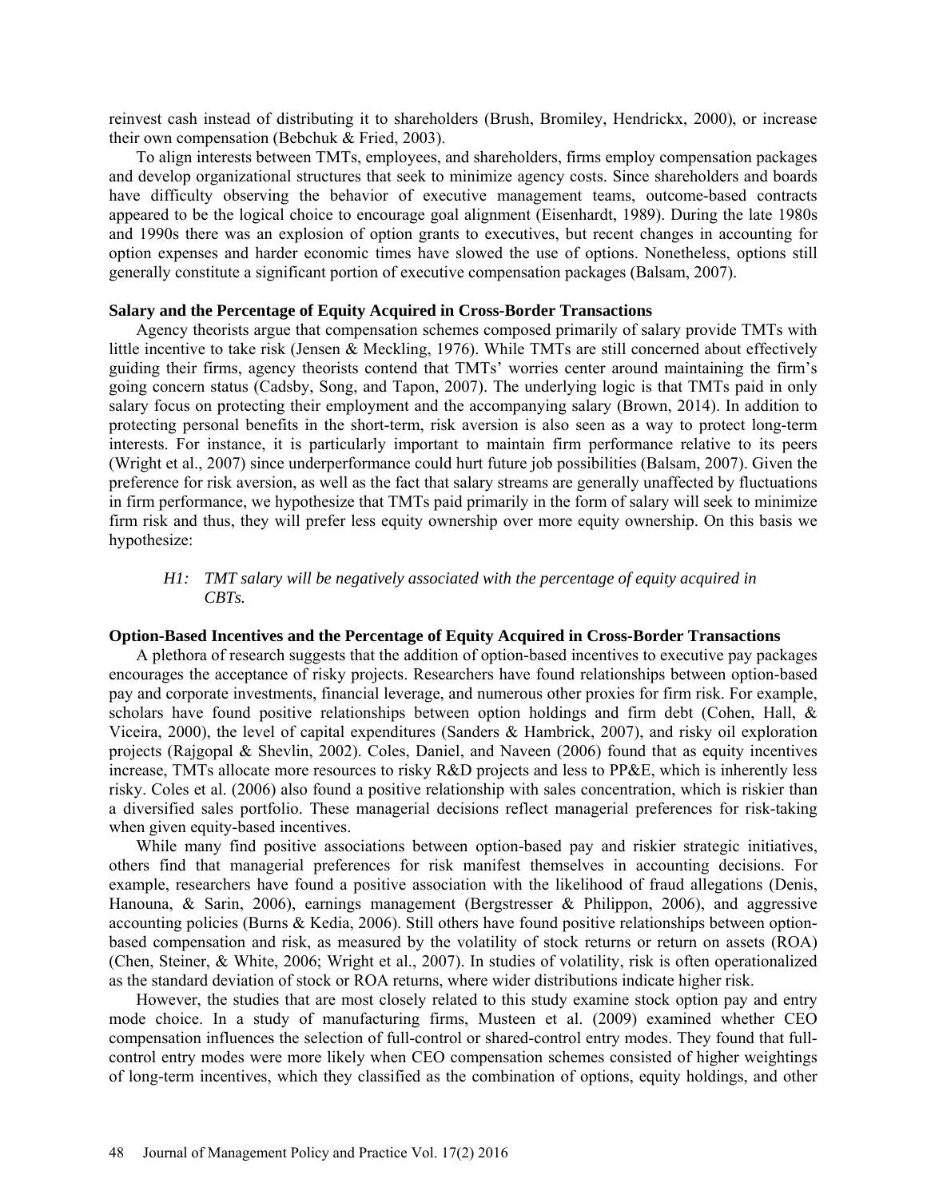reinvest cash instead of distributing it to shareholders (Brush, Bromiley, Hendrickx, 2000), or increase their own compensation (Bebchuk & Fried, 2003).

To align interests between TMTs, employees, and shareholders, firms employ compensation packages and develop organizational structures that seek to minimize agency costs. Since shareholders and boards have difficulty observing the behavior of executive management teams, outcome-based contracts appeared to be the logical choice to encourage goal alignment (Eisenhardt, 1989). During the late 1980s and 1990s there was an explosion of option grants to executives, but recent changes in accounting for option expenses and harder economic times have slowed the use of options. Nonetheless, options still generally constitute a significant portion of executive compensation packages (Balsam, 2007).

**Salary and the Percentage of Equity Acquired in Cross-Border Transactions**

Agency theorists argue that compensation schemes composed primarily of salary provide TMTs with little incentive to take risk (Jensen & Meckling, 1976). While TMTs are still concerned about effectively guiding their firms, agency theorists contend that TMTs' worries center around maintaining the firm's going concern status (Cadsby, Song, and Tapon, 2007). The underlying logic is that TMTs paid in only salary focus on protecting their employment and the accompanying salary (Brown, 2014). In addition to protecting personal benefits in the short-term, risk aversion is also seen as a way to protect long-term interests. For instance, it is particularly important to maintain firm performance relative to its peers (Wright et al., 2007) since underperformance could hurt future job possibilities (Balsam, 2007). Given the preference for risk aversion, as well as the fact that salary streams are generally unaffected by fluctuations in firm performance, we hypothesize that TMTs paid primarily in the form of salary will seek to minimize firm risk and thus, they will prefer less equity ownership over more equity ownership. On this basis we hypothesize:

> *H1: TMT salary will be negatively associated with the percentage of equity acquired in CBTs.*

**Option-Based Incentives and the Percentage of Equity Acquired in Cross-Border Transactions**

A plethora of research suggests that the addition of option-based incentives to executive pay packages encourages the acceptance of risky projects. Researchers have found relationships between option-based pay and corporate investments, financial leverage, and numerous other proxies for firm risk. For example, scholars have found positive relationships between option holdings and firm debt (Cohen, Hall, & Viceira, 2000), the level of capital expenditures (Sanders & Hambrick, 2007), and risky oil exploration projects (Rajgopal & Shevlin, 2002). Coles, Daniel, and Naveen (2006) found that as equity incentives increase, TMTs allocate more resources to risky R&D projects and less to PP&E, which is inherently less risky. Coles et al. (2006) also found a positive relationship with sales concentration, which is riskier than a diversified sales portfolio. These managerial decisions reflect managerial preferences for risk-taking when given equity-based incentives.

While many find positive associations between option-based pay and riskier strategic initiatives, others find that managerial preferences for risk manifest themselves in accounting decisions. For example, researchers have found a positive association with the likelihood of fraud allegations (Denis, Hanouna, & Sarin, 2006), earnings management (Bergstresser & Philippon, 2006), and aggressive accounting policies (Burns & Kedia, 2006). Still others have found positive relationships between option-based compensation and risk, as measured by the volatility of stock returns or return on assets (ROA) (Chen, Steiner, & White, 2006; Wright et al., 2007). In studies of volatility, risk is often operationalized as the standard deviation of stock or ROA returns, where wider distributions indicate higher risk.

However, the studies that are most closely related to this study examine stock option pay and entry mode choice. In a study of manufacturing firms, Musteen et al. (2009) examined whether CEO compensation influences the selection of full-control or shared-control entry modes. They found that full-control entry modes were more likely when CEO compensation schemes consisted of higher weightings of long-term incentives, which they classified as the combination of options, equity holdings, and other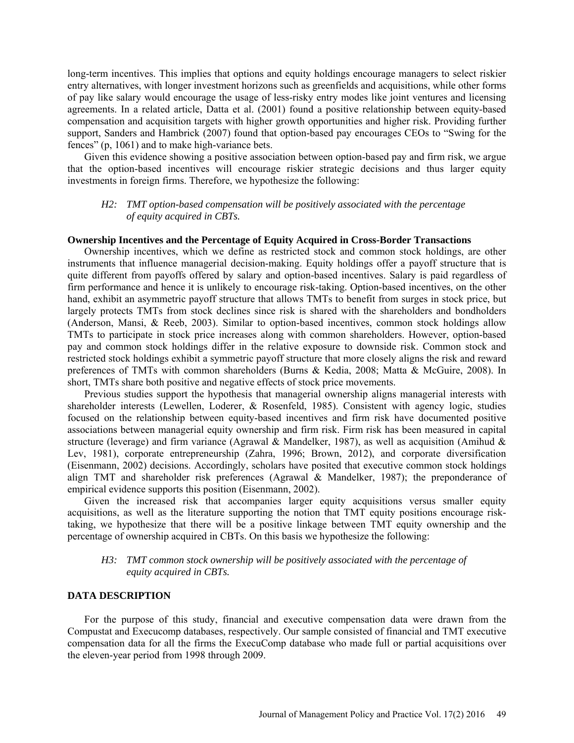long-term incentives. This implies that options and equity holdings encourage managers to select riskier entry alternatives, with longer investment horizons such as greenfields and acquisitions, while other forms of pay like salary would encourage the usage of less-risky entry modes like joint ventures and licensing agreements. In a related article, Datta et al. (2001) found a positive relationship between equity-based compensation and acquisition targets with higher growth opportunities and higher risk. Providing further support, Sanders and Hambrick (2007) found that option-based pay encourages CEOs to "Swing for the fences" (p, 1061) and to make high-variance bets.

Given this evidence showing a positive association between option-based pay and firm risk, we argue that the option-based incentives will encourage riskier strategic decisions and thus larger equity investments in foreign firms. Therefore, we hypothesize the following:

> *H2: TMT option-based compensation will be positively associated with the percentage of equity acquired in CBTs.*

### Ownership Incentives and the Percentage of Equity Acquired in Cross-Border Transactions

Ownership incentives, which we define as restricted stock and common stock holdings, are other instruments that influence managerial decision-making. Equity holdings offer a payoff structure that is quite different from payoffs offered by salary and option-based incentives. Salary is paid regardless of firm performance and hence it is unlikely to encourage risk-taking. Option-based incentives, on the other hand, exhibit an asymmetric payoff structure that allows TMTs to benefit from surges in stock price, but largely protects TMTs from stock declines since risk is shared with the shareholders and bondholders (Anderson, Mansi, & Reeb, 2003). Similar to option-based incentives, common stock holdings allow TMTs to participate in stock price increases along with common shareholders. However, option-based pay and common stock holdings differ in the relative exposure to downside risk. Common stock and restricted stock holdings exhibit a symmetric payoff structure that more closely aligns the risk and reward preferences of TMTs with common shareholders (Burns & Kedia, 2008; Matta & McGuire, 2008). In short, TMTs share both positive and negative effects of stock price movements.

Previous studies support the hypothesis that managerial ownership aligns managerial interests with shareholder interests (Lewellen, Loderer, & Rosenfeld, 1985). Consistent with agency logic, studies focused on the relationship between equity-based incentives and firm risk have documented positive associations between managerial equity ownership and firm risk. Firm risk has been measured in capital structure (leverage) and firm variance (Agrawal & Mandelker, 1987), as well as acquisition (Amihud & Lev, 1981), corporate entrepreneurship (Zahra, 1996; Brown, 2012), and corporate diversification (Eisenmann, 2002) decisions. Accordingly, scholars have posited that executive common stock holdings align TMT and shareholder risk preferences (Agrawal & Mandelker, 1987); the preponderance of empirical evidence supports this position (Eisenmann, 2002).

Given the increased risk that accompanies larger equity acquisitions versus smaller equity acquisitions, as well as the literature supporting the notion that TMT equity positions encourage risk-taking, we hypothesize that there will be a positive linkage between TMT equity ownership and the percentage of ownership acquired in CBTs. On this basis we hypothesize the following:

> *H3: TMT common stock ownership will be positively associated with the percentage of equity acquired in CBTs.*

## DATA DESCRIPTION

For the purpose of this study, financial and executive compensation data were drawn from the Compustat and Execucomp databases, respectively. Our sample consisted of financial and TMT executive compensation data for all the firms the ExecuComp database who made full or partial acquisitions over the eleven-year period from 1998 through 2009.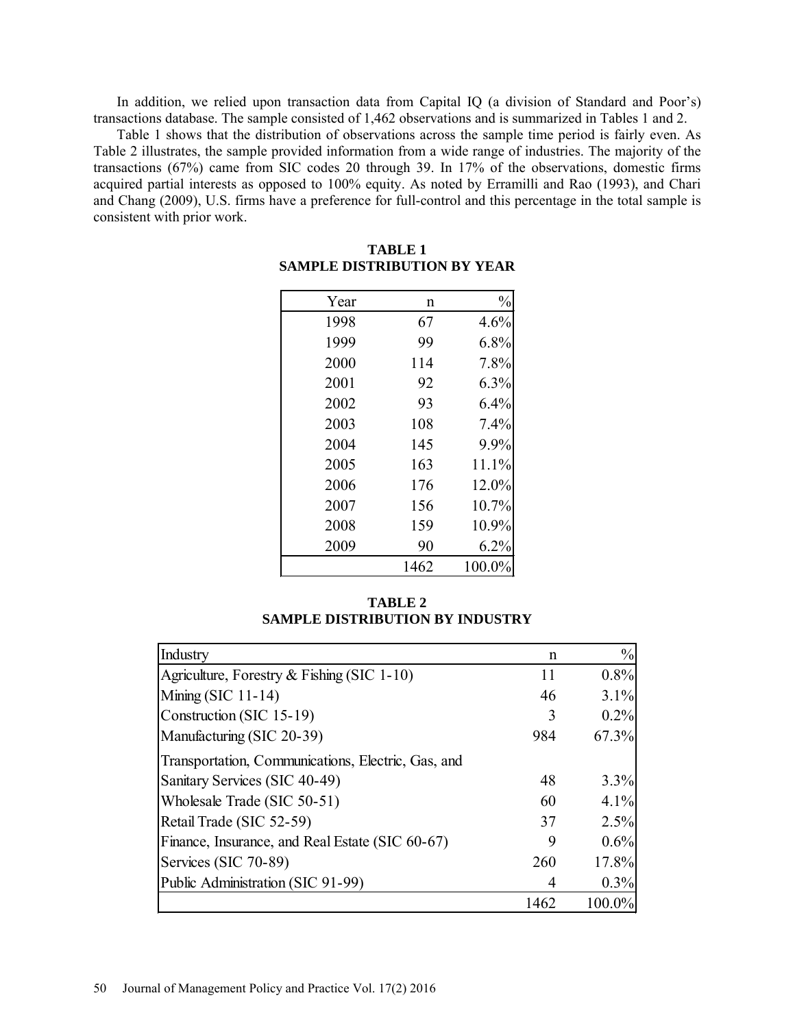In addition, we relied upon transaction data from Capital IQ (a division of Standard and Poor's) transactions database. The sample consisted of 1,462 observations and is summarized in Tables 1 and 2.

Table 1 shows that the distribution of observations across the sample time period is fairly even. As Table 2 illustrates, the sample provided information from a wide range of industries. The majority of the transactions (67%) came from SIC codes 20 through 39. In 17% of the observations, domestic firms acquired partial interests as opposed to 100% equity. As noted by Erramilli and Rao (1993), and Chari and Chang (2009), U.S. firms have a preference for full-control and this percentage in the total sample is consistent with prior work.

**TABLE 1**
**SAMPLE DISTRIBUTION BY YEAR**

| Year | n | % |
|---|---|---|
| 1998 | 67 | 4.6% |
| 1999 | 99 | 6.8% |
| 2000 | 114 | 7.8% |
| 2001 | 92 | 6.3% |
| 2002 | 93 | 6.4% |
| 2003 | 108 | 7.4% |
| 2004 | 145 | 9.9% |
| 2005 | 163 | 11.1% |
| 2006 | 176 | 12.0% |
| 2007 | 156 | 10.7% |
| 2008 | 159 | 10.9% |
| 2009 | 90 | 6.2% |
| | 1462 | 100.0% |

**TABLE 2**
**SAMPLE DISTRIBUTION BY INDUSTRY**

| Industry | n | % |
|---|---|---|
| Agriculture, Forestry & Fishing (SIC 1-10) | 11 | 0.8% |
| Mining (SIC 11-14) | 46 | 3.1% |
| Construction (SIC 15-19) | 3 | 0.2% |
| Manufacturing (SIC 20-39) | 984 | 67.3% |
| Transportation, Communications, Electric, Gas, and Sanitary Services (SIC 40-49) | 48 | 3.3% |
| Wholesale Trade (SIC 50-51) | 60 | 4.1% |
| Retail Trade (SIC 52-59) | 37 | 2.5% |
| Finance, Insurance, and Real Estate (SIC 60-67) | 9 | 0.6% |
| Services (SIC 70-89) | 260 | 17.8% |
| Public Administration (SIC 91-99) | 4 | 0.3% |
| | 1462 | 100.0% |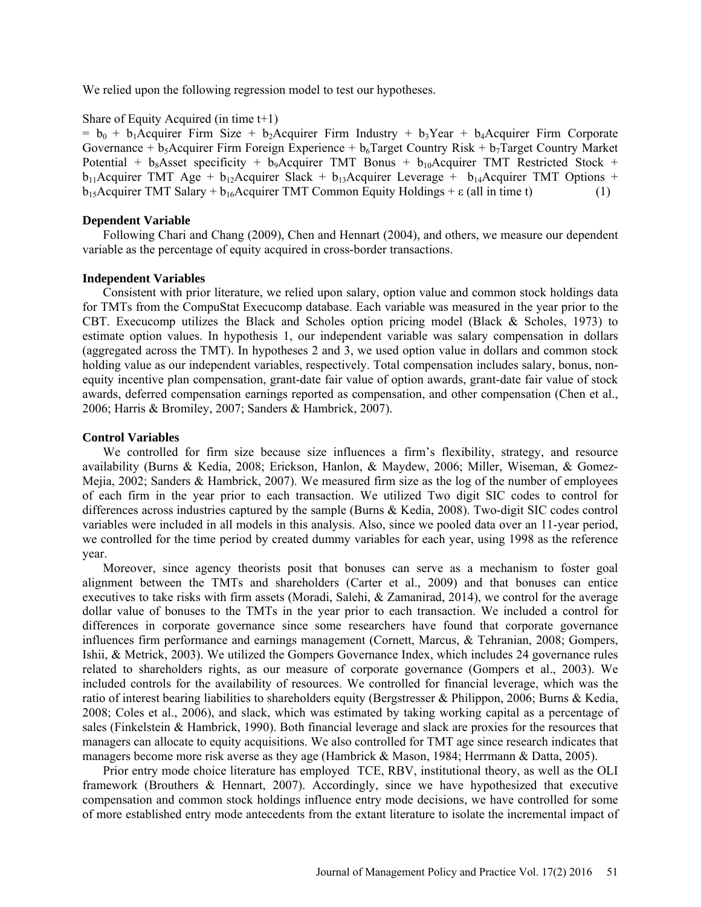We relied upon the following regression model to test our hypotheses.

Share of Equity Acquired (in time t+1)
= $b_0$ + $b_1$Acquirer Firm Size + $b_2$Acquirer Firm Industry + $b_3$Year + $b_4$Acquirer Firm Corporate Governance + $b_5$Acquirer Firm Foreign Experience + $b_6$Target Country Risk + $b_7$Target Country Market Potential + $b_8$Asset specificity + $b_9$Acquirer TMT Bonus + $b_{10}$Acquirer TMT Restricted Stock + $b_{11}$Acquirer TMT Age + $b_{12}$Acquirer Slack + $b_{13}$Acquirer Leverage + $b_{14}$Acquirer TMT Options + $b_{15}$Acquirer TMT Salary + $b_{16}$Acquirer TMT Common Equity Holdings + $\varepsilon$ (all in time t) (1)

### Dependent Variable

Following Chari and Chang (2009), Chen and Hennart (2004), and others, we measure our dependent variable as the percentage of equity acquired in cross-border transactions.

### Independent Variables

Consistent with prior literature, we relied upon salary, option value and common stock holdings data for TMTs from the CompuStat Execucomp database. Each variable was measured in the year prior to the CBT. Execucomp utilizes the Black and Scholes option pricing model (Black & Scholes, 1973) to estimate option values. In hypothesis 1, our independent variable was salary compensation in dollars (aggregated across the TMT). In hypotheses 2 and 3, we used option value in dollars and common stock holding value as our independent variables, respectively. Total compensation includes salary, bonus, non-equity incentive plan compensation, grant-date fair value of option awards, grant-date fair value of stock awards, deferred compensation earnings reported as compensation, and other compensation (Chen et al., 2006; Harris & Bromiley, 2007; Sanders & Hambrick, 2007).

### Control Variables

We controlled for firm size because size influences a firm's flexibility, strategy, and resource availability (Burns & Kedia, 2008; Erickson, Hanlon, & Maydew, 2006; Miller, Wiseman, & Gomez-Mejia, 2002; Sanders & Hambrick, 2007). We measured firm size as the log of the number of employees of each firm in the year prior to each transaction. We utilized Two digit SIC codes to control for differences across industries captured by the sample (Burns & Kedia, 2008). Two-digit SIC codes control variables were included in all models in this analysis. Also, since we pooled data over an 11-year period, we controlled for the time period by created dummy variables for each year, using 1998 as the reference year.

Moreover, since agency theorists posit that bonuses can serve as a mechanism to foster goal alignment between the TMTs and shareholders (Carter et al., 2009) and that bonuses can entice executives to take risks with firm assets (Moradi, Salehi, & Zamanirad, 2014), we control for the average dollar value of bonuses to the TMTs in the year prior to each transaction. We included a control for differences in corporate governance since some researchers have found that corporate governance influences firm performance and earnings management (Cornett, Marcus, & Tehranian, 2008; Gompers, Ishii, & Metrick, 2003). We utilized the Gompers Governance Index, which includes 24 governance rules related to shareholders rights, as our measure of corporate governance (Gompers et al., 2003). We included controls for the availability of resources. We controlled for financial leverage, which was the ratio of interest bearing liabilities to shareholders equity (Bergstresser & Philippon, 2006; Burns & Kedia, 2008; Coles et al., 2006), and slack, which was estimated by taking working capital as a percentage of sales (Finkelstein & Hambrick, 1990). Both financial leverage and slack are proxies for the resources that managers can allocate to equity acquisitions. We also controlled for TMT age since research indicates that managers become more risk averse as they age (Hambrick & Mason, 1984; Herrmann & Datta, 2005).

Prior entry mode choice literature has employed TCE, RBV, institutional theory, as well as the OLI framework (Brouthers & Hennart, 2007). Accordingly, since we have hypothesized that executive compensation and common stock holdings influence entry mode decisions, we have controlled for some of more established entry mode antecedents from the extant literature to isolate the incremental impact of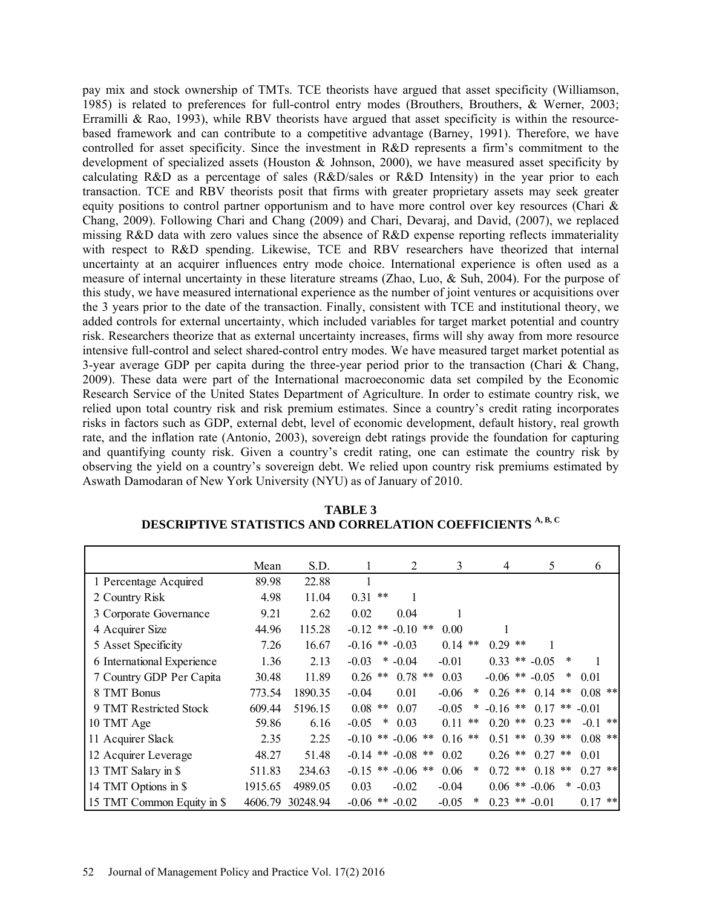pay mix and stock ownership of TMTs. TCE theorists have argued that asset specificity (Williamson, 1985) is related to preferences for full-control entry modes (Brouthers, Brouthers, & Werner, 2003; Erramilli & Rao, 1993), while RBV theorists have argued that asset specificity is within the resource-based framework and can contribute to a competitive advantage (Barney, 1991). Therefore, we have controlled for asset specificity. Since the investment in R&D represents a firm's commitment to the development of specialized assets (Houston & Johnson, 2000), we have measured asset specificity by calculating R&D as a percentage of sales (R&D/sales or R&D Intensity) in the year prior to each transaction. TCE and RBV theorists posit that firms with greater proprietary assets may seek greater equity positions to control partner opportunism and to have more control over key resources (Chari & Chang, 2009). Following Chari and Chang (2009) and Chari, Devaraj, and David, (2007), we replaced missing R&D data with zero values since the absence of R&D expense reporting reflects immateriality with respect to R&D spending. Likewise, TCE and RBV researchers have theorized that internal uncertainty at an acquirer influences entry mode choice. International experience is often used as a measure of internal uncertainty in these literature streams (Zhao, Luo, & Suh, 2004). For the purpose of this study, we have measured international experience as the number of joint ventures or acquisitions over the 3 years prior to the date of the transaction. Finally, consistent with TCE and institutional theory, we added controls for external uncertainty, which included variables for target market potential and country risk. Researchers theorize that as external uncertainty increases, firms will shy away from more resource intensive full-control and select shared-control entry modes. We have measured target market potential as 3-year average GDP per capita during the three-year period prior to the transaction (Chari & Chang, 2009). These data were part of the International macroeconomic data set compiled by the Economic Research Service of the United States Department of Agriculture. In order to estimate country risk, we relied upon total country risk and risk premium estimates. Since a country's credit rating incorporates risks in factors such as GDP, external debt, level of economic development, default history, real growth rate, and the inflation rate (Antonio, 2003), sovereign debt ratings provide the foundation for capturing and quantifying county risk. Given a country's credit rating, one can estimate the country risk by observing the yield on a country's sovereign debt. We relied upon country risk premiums estimated by Aswath Damodaran of New York University (NYU) as of January of 2010.

**TABLE 3**
**DESCRIPTIVE STATISTICS AND CORRELATION COEFFICIENTS [A, B, C]**

| | Mean | S.D. | 1 | 2 | 3 | 4 | 5 | 6 |
|---|---|---|---|---|---|---|---|---|
| 1 Percentage Acquired | 89.98 | 22.88 | 1 | | | | | |
| 2 Country Risk | 4.98 | 11.04 | 0.31 ** | 1 | | | | |
| 3 Corporate Governance | 9.21 | 2.62 | 0.02 | 0.04 | 1 | | | |
| 4 Acquirer Size | 44.96 | 115.28 | -0.12 ** | -0.10 ** | 0.00 | 1 | | |
| 5 Asset Specificity | 7.26 | 16.67 | -0.16 ** | -0.03 | 0.14 ** | 0.29 ** | 1 | |
| 6 International Experience | 1.36 | 2.13 | -0.03 * | -0.04 | -0.01 | 0.33 ** | -0.05 * | 1 |
| 7 Country GDP Per Capita | 30.48 | 11.89 | 0.26 ** | 0.78 ** | 0.03 | -0.06 ** | -0.05 * | 0.01 |
| 8 TMT Bonus | 773.54 | 1890.35 | -0.04 | 0.01 | -0.06 * | 0.26 ** | 0.14 ** | 0.08 ** |
| 9 TMT Restricted Stock | 609.44 | 5196.15 | 0.08 ** | 0.07 | -0.05 * | -0.16 ** | 0.17 ** | -0.01 |
| 10 TMT Age | 59.86 | 6.16 | -0.05 * | 0.03 | 0.11 ** | 0.20 ** | 0.23 ** | -0.1 ** |
| 11 Acquirer Slack | 2.35 | 2.25 | -0.10 ** | -0.06 ** | 0.16 ** | 0.51 ** | 0.39 ** | 0.08 ** |
| 12 Acquirer Leverage | 48.27 | 51.48 | -0.14 ** | -0.08 ** | 0.02 | 0.26 ** | 0.27 ** | 0.01 |
| 13 TMT Salary in $ | 511.83 | 234.63 | -0.15 ** | -0.06 ** | 0.06 * | 0.72 ** | 0.18 ** | 0.27 ** |
| 14 TMT Options in $ | 1915.65 | 4989.05 | 0.03 | -0.02 | -0.04 | 0.06 ** | -0.06 * | -0.03 |
| 15 TMT Common Equity in $ | 4606.79 | 30248.94 | -0.06 ** | -0.02 | -0.05 * | 0.23 ** | -0.01 | 0.17 ** |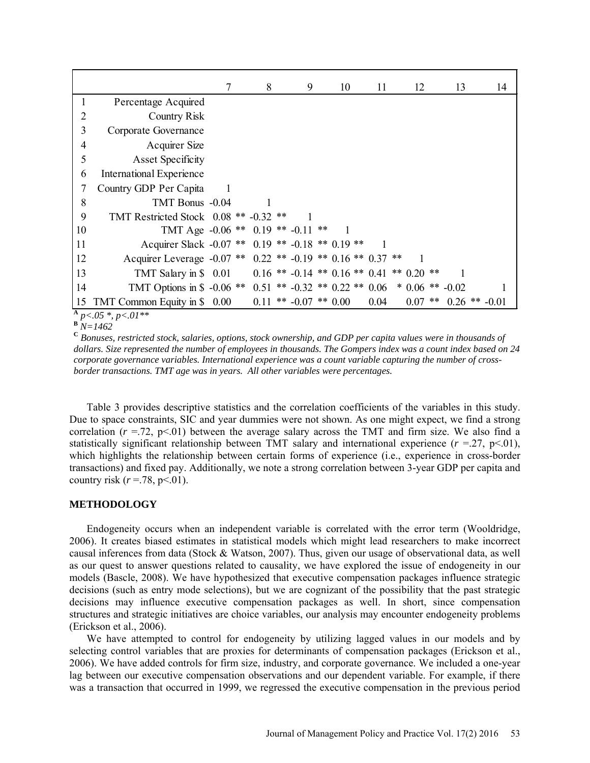| | | 7 | 8 | 9 | 10 | 11 | 12 | 13 | 14 |
|---|---|---|---|---|---|---|---|---|---|
| 1 | Percentage Acquired | | | | | | | | |
| 2 | Country Risk | | | | | | | | |
| 3 | Corporate Governance | | | | | | | | |
| 4 | Acquirer Size | | | | | | | | |
| 5 | Asset Specificity | | | | | | | | |
| 6 | International Experience | | | | | | | | |
| 7 | Country GDP Per Capita | 1 | | | | | | | |
| 8 | TMT Bonus | -0.04 | 1 | | | | | | |
| 9 | TMT Restricted Stock | 0.08 ** | -0.32 ** | 1 | | | | | |
| 10 | TMT Age | -0.06 ** | 0.19 ** | -0.11 ** | 1 | | | | |
| 11 | Acquirer Slack | -0.07 ** | 0.19 ** | -0.18 ** | 0.19 ** | 1 | | | |
| 12 | Acquirer Leverage | -0.07 ** | 0.22 ** | -0.19 ** | 0.16 ** | 0.37 ** | 1 | | |
| 13 | TMT Salary in $ | 0.01 | 0.16 ** | -0.14 ** | 0.16 ** | 0.41 ** | 0.20 ** | 1 | |
| 14 | TMT Options in $ | -0.06 ** | 0.51 ** | -0.32 ** | 0.22 ** | 0.06 * | 0.06 ** | -0.02 | 1 |
| 15 | TMT Common Equity in $ | 0.00 | 0.11 ** | -0.07 ** | 0.00 | 0.04 | 0.07 ** | 0.26 ** | -0.01 |

[A] *p<.05 *, p<.01***

[B] *N=1462*

[C] *Bonuses, restricted stock, salaries, options, stock ownership, and GDP per capita values were in thousands of dollars. Size represented the number of employees in thousands. The Gompers index was a count index based on 24 corporate governance variables. International experience was a count variable capturing the number of cross-border transactions. TMT age was in years. All other variables were percentages.*

Table 3 provides descriptive statistics and the correlation coefficients of the variables in this study. Due to space constraints, SIC and year dummies were not shown. As one might expect, we find a strong correlation ($r$ =.72, p<.01) between the average salary across the TMT and firm size. We also find a statistically significant relationship between TMT salary and international experience ($r$ =.27, p<.01), which highlights the relationship between certain forms of experience (i.e., experience in cross-border transactions) and fixed pay. Additionally, we note a strong correlation between 3-year GDP per capita and country risk ($r$ =.78, p<.01).

## METHODOLOGY

Endogeneity occurs when an independent variable is correlated with the error term (Wooldridge, 2006). It creates biased estimates in statistical models which might lead researchers to make incorrect causal inferences from data (Stock & Watson, 2007). Thus, given our usage of observational data, as well as our quest to answer questions related to causality, we have explored the issue of endogeneity in our models (Bascle, 2008). We have hypothesized that executive compensation packages influence strategic decisions (such as entry mode selections), but we are cognizant of the possibility that the past strategic decisions may influence executive compensation packages as well. In short, since compensation structures and strategic initiatives are choice variables, our analysis may encounter endogeneity problems (Erickson et al., 2006).

We have attempted to control for endogeneity by utilizing lagged values in our models and by selecting control variables that are proxies for determinants of compensation packages (Erickson et al., 2006). We have added controls for firm size, industry, and corporate governance. We included a one-year lag between our executive compensation observations and our dependent variable. For example, if there was a transaction that occurred in 1999, we regressed the executive compensation in the previous period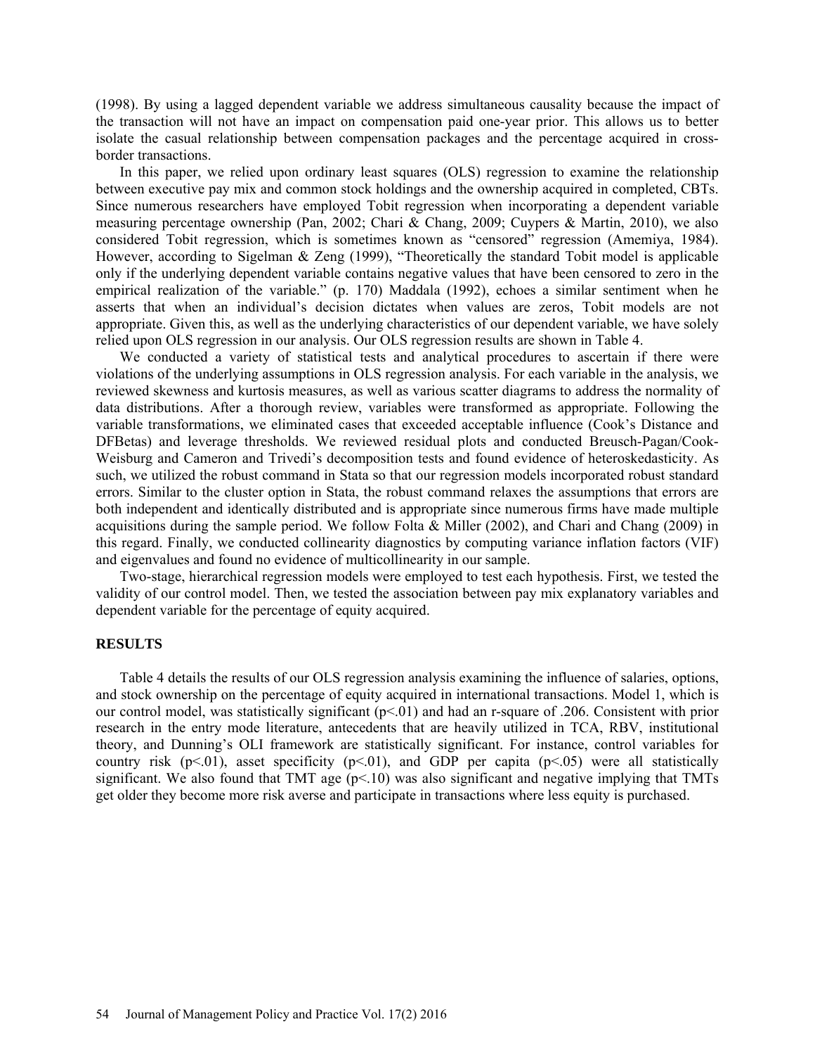(1998). By using a lagged dependent variable we address simultaneous causality because the impact of the transaction will not have an impact on compensation paid one-year prior. This allows us to better isolate the casual relationship between compensation packages and the percentage acquired in cross-border transactions.

In this paper, we relied upon ordinary least squares (OLS) regression to examine the relationship between executive pay mix and common stock holdings and the ownership acquired in completed, CBTs. Since numerous researchers have employed Tobit regression when incorporating a dependent variable measuring percentage ownership (Pan, 2002; Chari & Chang, 2009; Cuypers & Martin, 2010), we also considered Tobit regression, which is sometimes known as "censored" regression (Amemiya, 1984). However, according to Sigelman & Zeng (1999), "Theoretically the standard Tobit model is applicable only if the underlying dependent variable contains negative values that have been censored to zero in the empirical realization of the variable." (p. 170) Maddala (1992), echoes a similar sentiment when he asserts that when an individual's decision dictates when values are zeros, Tobit models are not appropriate. Given this, as well as the underlying characteristics of our dependent variable, we have solely relied upon OLS regression in our analysis. Our OLS regression results are shown in Table 4.

We conducted a variety of statistical tests and analytical procedures to ascertain if there were violations of the underlying assumptions in OLS regression analysis. For each variable in the analysis, we reviewed skewness and kurtosis measures, as well as various scatter diagrams to address the normality of data distributions. After a thorough review, variables were transformed as appropriate. Following the variable transformations, we eliminated cases that exceeded acceptable influence (Cook's Distance and DFBetas) and leverage thresholds. We reviewed residual plots and conducted Breusch-Pagan/Cook-Weisburg and Cameron and Trivedi's decomposition tests and found evidence of heteroskedasticity. As such, we utilized the robust command in Stata so that our regression models incorporated robust standard errors. Similar to the cluster option in Stata, the robust command relaxes the assumptions that errors are both independent and identically distributed and is appropriate since numerous firms have made multiple acquisitions during the sample period. We follow Folta & Miller (2002), and Chari and Chang (2009) in this regard. Finally, we conducted collinearity diagnostics by computing variance inflation factors (VIF) and eigenvalues and found no evidence of multicollinearity in our sample.

Two-stage, hierarchical regression models were employed to test each hypothesis. First, we tested the validity of our control model. Then, we tested the association between pay mix explanatory variables and dependent variable for the percentage of equity acquired.

## RESULTS

Table 4 details the results of our OLS regression analysis examining the influence of salaries, options, and stock ownership on the percentage of equity acquired in international transactions. Model 1, which is our control model, was statistically significant ($p<.01$) and had an r-square of .206. Consistent with prior research in the entry mode literature, antecedents that are heavily utilized in TCA, RBV, institutional theory, and Dunning's OLI framework are statistically significant. For instance, control variables for country risk ($p<.01$), asset specificity ($p<.01$), and GDP per capita ($p<.05$) were all statistically significant. We also found that TMT age ($p<.10$) was also significant and negative implying that TMTs get older they become more risk averse and participate in transactions where less equity is purchased.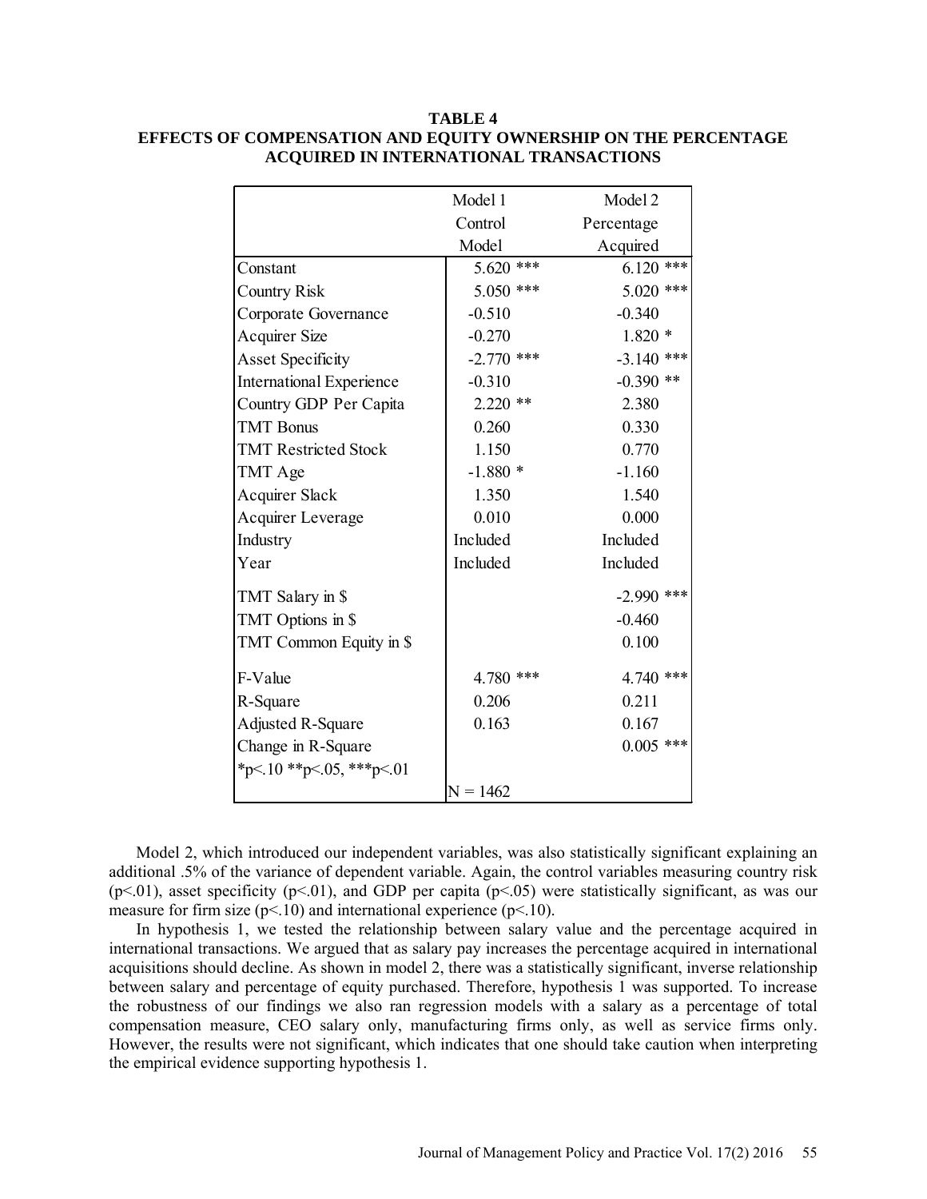**TABLE 4**
**EFFECTS OF COMPENSATION AND EQUITY OWNERSHIP ON THE PERCENTAGE ACQUIRED IN INTERNATIONAL TRANSACTIONS**

| | Model 1 Control Model | Model 2 Percentage Acquired |
|---|---|---|
| Constant | 5.620 *** | 6.120 *** |
| Country Risk | 5.050 *** | 5.020 *** |
| Corporate Governance | -0.510 | -0.340 |
| Acquirer Size | -0.270 | 1.820 * |
| Asset Specificity | -2.770 *** | -3.140 *** |
| International Experience | -0.310 | -0.390 ** |
| Country GDP Per Capita | 2.220 ** | 2.380 |
| TMT Bonus | 0.260 | 0.330 |
| TMT Restricted Stock | 1.150 | 0.770 |
| TMT Age | -1.880 * | -1.160 |
| Acquirer Slack | 1.350 | 1.540 |
| Acquirer Leverage | 0.010 | 0.000 |
| Industry | Included | Included |
| Year | Included | Included |
| TMT Salary in $ | | -2.990 *** |
| TMT Options in $ | | -0.460 |
| TMT Common Equity in $ | | 0.100 |
| F-Value | 4.780 *** | 4.740 *** |
| R-Square | 0.206 | 0.211 |
| Adjusted R-Square | 0.163 | 0.167 |
| Change in R-Square | | 0.005 *** |
| *p<.10 **p<.05, ***p<.01 | | |
| | N = 1462 | |

Model 2, which introduced our independent variables, was also statistically significant explaining an additional .5% of the variance of dependent variable. Again, the control variables measuring country risk (p<.01), asset specificity (p<.01), and GDP per capita (p<.05) were statistically significant, as was our measure for firm size (p<.10) and international experience (p<.10).

In hypothesis 1, we tested the relationship between salary value and the percentage acquired in international transactions. We argued that as salary pay increases the percentage acquired in international acquisitions should decline. As shown in model 2, there was a statistically significant, inverse relationship between salary and percentage of equity purchased. Therefore, hypothesis 1 was supported. To increase the robustness of our findings we also ran regression models with a salary as a percentage of total compensation measure, CEO salary only, manufacturing firms only, as well as service firms only. However, the results were not significant, which indicates that one should take caution when interpreting the empirical evidence supporting hypothesis 1.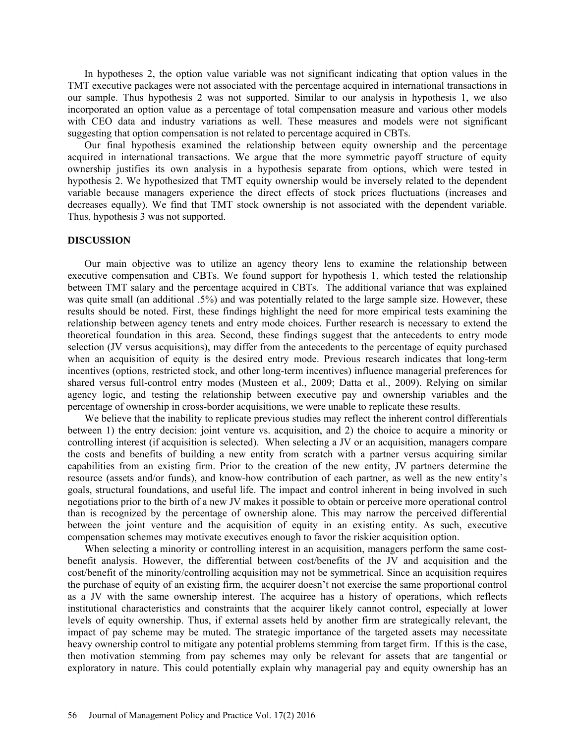In hypotheses 2, the option value variable was not significant indicating that option values in the TMT executive packages were not associated with the percentage acquired in international transactions in our sample. Thus hypothesis 2 was not supported. Similar to our analysis in hypothesis 1, we also incorporated an option value as a percentage of total compensation measure and various other models with CEO data and industry variations as well. These measures and models were not significant suggesting that option compensation is not related to percentage acquired in CBTs.

Our final hypothesis examined the relationship between equity ownership and the percentage acquired in international transactions. We argue that the more symmetric payoff structure of equity ownership justifies its own analysis in a hypothesis separate from options, which were tested in hypothesis 2. We hypothesized that TMT equity ownership would be inversely related to the dependent variable because managers experience the direct effects of stock prices fluctuations (increases and decreases equally). We find that TMT stock ownership is not associated with the dependent variable. Thus, hypothesis 3 was not supported.

## DISCUSSION

Our main objective was to utilize an agency theory lens to examine the relationship between executive compensation and CBTs. We found support for hypothesis 1, which tested the relationship between TMT salary and the percentage acquired in CBTs. The additional variance that was explained was quite small (an additional .5%) and was potentially related to the large sample size. However, these results should be noted. First, these findings highlight the need for more empirical tests examining the relationship between agency tenets and entry mode choices. Further research is necessary to extend the theoretical foundation in this area. Second, these findings suggest that the antecedents to entry mode selection (JV versus acquisitions), may differ from the antecedents to the percentage of equity purchased when an acquisition of equity is the desired entry mode. Previous research indicates that long-term incentives (options, restricted stock, and other long-term incentives) influence managerial preferences for shared versus full-control entry modes (Musteen et al., 2009; Datta et al., 2009). Relying on similar agency logic, and testing the relationship between executive pay and ownership variables and the percentage of ownership in cross-border acquisitions, we were unable to replicate these results.

We believe that the inability to replicate previous studies may reflect the inherent control differentials between 1) the entry decision: joint venture vs. acquisition, and 2) the choice to acquire a minority or controlling interest (if acquisition is selected). When selecting a JV or an acquisition, managers compare the costs and benefits of building a new entity from scratch with a partner versus acquiring similar capabilities from an existing firm. Prior to the creation of the new entity, JV partners determine the resource (assets and/or funds), and know-how contribution of each partner, as well as the new entity's goals, structural foundations, and useful life. The impact and control inherent in being involved in such negotiations prior to the birth of a new JV makes it possible to obtain or perceive more operational control than is recognized by the percentage of ownership alone. This may narrow the perceived differential between the joint venture and the acquisition of equity in an existing entity. As such, executive compensation schemes may motivate executives enough to favor the riskier acquisition option.

When selecting a minority or controlling interest in an acquisition, managers perform the same cost-benefit analysis. However, the differential between cost/benefits of the JV and acquisition and the cost/benefit of the minority/controlling acquisition may not be symmetrical. Since an acquisition requires the purchase of equity of an existing firm, the acquirer doesn't not exercise the same proportional control as a JV with the same ownership interest. The acquiree has a history of operations, which reflects institutional characteristics and constraints that the acquirer likely cannot control, especially at lower levels of equity ownership. Thus, if external assets held by another firm are strategically relevant, the impact of pay scheme may be muted. The strategic importance of the targeted assets may necessitate heavy ownership control to mitigate any potential problems stemming from target firm. If this is the case, then motivation stemming from pay schemes may only be relevant for assets that are tangential or exploratory in nature. This could potentially explain why managerial pay and equity ownership has an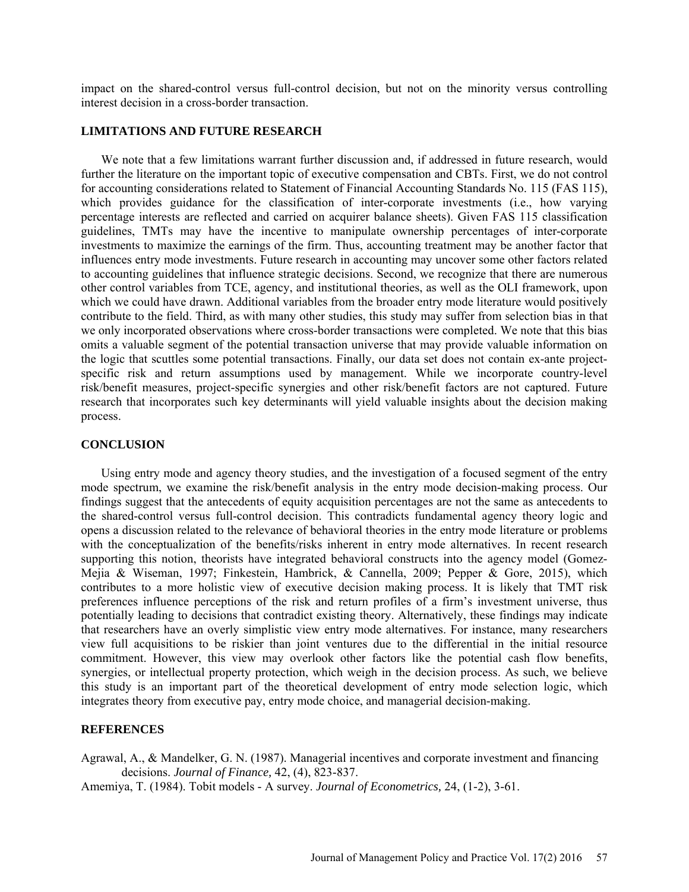impact on the shared-control versus full-control decision, but not on the minority versus controlling interest decision in a cross-border transaction.

## LIMITATIONS AND FUTURE RESEARCH

We note that a few limitations warrant further discussion and, if addressed in future research, would further the literature on the important topic of executive compensation and CBTs. First, we do not control for accounting considerations related to Statement of Financial Accounting Standards No. 115 (FAS 115), which provides guidance for the classification of inter-corporate investments (i.e., how varying percentage interests are reflected and carried on acquirer balance sheets). Given FAS 115 classification guidelines, TMTs may have the incentive to manipulate ownership percentages of inter-corporate investments to maximize the earnings of the firm. Thus, accounting treatment may be another factor that influences entry mode investments. Future research in accounting may uncover some other factors related to accounting guidelines that influence strategic decisions. Second, we recognize that there are numerous other control variables from TCE, agency, and institutional theories, as well as the OLI framework, upon which we could have drawn. Additional variables from the broader entry mode literature would positively contribute to the field. Third, as with many other studies, this study may suffer from selection bias in that we only incorporated observations where cross-border transactions were completed. We note that this bias omits a valuable segment of the potential transaction universe that may provide valuable information on the logic that scuttles some potential transactions. Finally, our data set does not contain ex-ante project-specific risk and return assumptions used by management. While we incorporate country-level risk/benefit measures, project-specific synergies and other risk/benefit factors are not captured. Future research that incorporates such key determinants will yield valuable insights about the decision making process.

## CONCLUSION

Using entry mode and agency theory studies, and the investigation of a focused segment of the entry mode spectrum, we examine the risk/benefit analysis in the entry mode decision-making process. Our findings suggest that the antecedents of equity acquisition percentages are not the same as antecedents to the shared-control versus full-control decision. This contradicts fundamental agency theory logic and opens a discussion related to the relevance of behavioral theories in the entry mode literature or problems with the conceptualization of the benefits/risks inherent in entry mode alternatives. In recent research supporting this notion, theorists have integrated behavioral constructs into the agency model (Gomez-Mejia & Wiseman, 1997; Finkestein, Hambrick, & Cannella, 2009; Pepper & Gore, 2015), which contributes to a more holistic view of executive decision making process. It is likely that TMT risk preferences influence perceptions of the risk and return profiles of a firm's investment universe, thus potentially leading to decisions that contradict existing theory. Alternatively, these findings may indicate that researchers have an overly simplistic view entry mode alternatives. For instance, many researchers view full acquisitions to be riskier than joint ventures due to the differential in the initial resource commitment. However, this view may overlook other factors like the potential cash flow benefits, synergies, or intellectual property protection, which weigh in the decision process. As such, we believe this study is an important part of the theoretical development of entry mode selection logic, which integrates theory from executive pay, entry mode choice, and managerial decision-making.

## REFERENCES

Agrawal, A., & Mandelker, G. N. (1987). Managerial incentives and corporate investment and financing decisions. *Journal of Finance,* 42, (4), 823-837.

Amemiya, T. (1984). Tobit models - A survey. *Journal of Econometrics,* 24, (1-2), 3-61.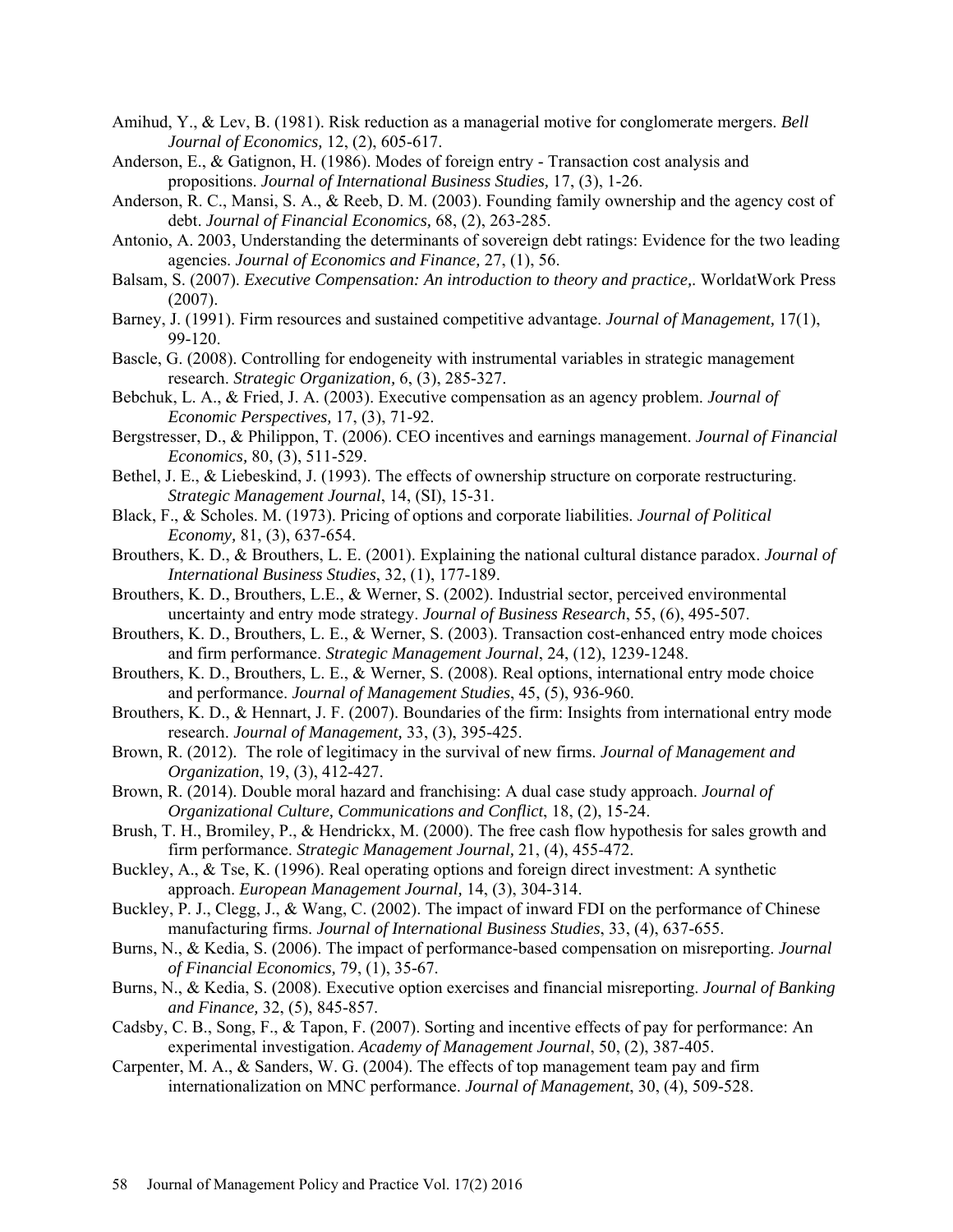Amihud, Y., & Lev, B. (1981). Risk reduction as a managerial motive for conglomerate mergers. *Bell Journal of Economics,* 12, (2), 605-617.

Anderson, E., & Gatignon, H. (1986). Modes of foreign entry - Transaction cost analysis and propositions. *Journal of International Business Studies,* 17, (3), 1-26.

Anderson, R. C., Mansi, S. A., & Reeb, D. M. (2003). Founding family ownership and the agency cost of debt. *Journal of Financial Economics,* 68, (2), 263-285.

Antonio, A. 2003, Understanding the determinants of sovereign debt ratings: Evidence for the two leading agencies. *Journal of Economics and Finance,* 27, (1), 56.

Balsam, S. (2007). *Executive Compensation: An introduction to theory and practice,.* WorldatWork Press (2007).

Barney, J. (1991). Firm resources and sustained competitive advantage. *Journal of Management,* 17(1), 99-120.

Bascle, G. (2008). Controlling for endogeneity with instrumental variables in strategic management research. *Strategic Organization,* 6, (3), 285-327.

Bebchuk, L. A., & Fried, J. A. (2003). Executive compensation as an agency problem. *Journal of Economic Perspectives,* 17, (3), 71-92.

Bergstresser, D., & Philippon, T. (2006). CEO incentives and earnings management. *Journal of Financial Economics,* 80, (3), 511-529.

Bethel, J. E., & Liebeskind, J. (1993). The effects of ownership structure on corporate restructuring. *Strategic Management Journal*, 14, (SI), 15-31.

Black, F., & Scholes. M. (1973). Pricing of options and corporate liabilities. *Journal of Political Economy,* 81, (3), 637-654.

Brouthers, K. D., & Brouthers, L. E. (2001). Explaining the national cultural distance paradox. *Journal of International Business Studies*, 32, (1), 177-189.

Brouthers, K. D., Brouthers, L.E., & Werner, S. (2002). Industrial sector, perceived environmental uncertainty and entry mode strategy. *Journal of Business Research*, 55, (6), 495-507.

Brouthers, K. D., Brouthers, L. E., & Werner, S. (2003). Transaction cost-enhanced entry mode choices and firm performance. *Strategic Management Journal*, 24, (12), 1239-1248.

Brouthers, K. D., Brouthers, L. E., & Werner, S. (2008). Real options, international entry mode choice and performance. *Journal of Management Studies*, 45, (5), 936-960.

Brouthers, K. D., & Hennart, J. F. (2007). Boundaries of the firm: Insights from international entry mode research. *Journal of Management,* 33, (3), 395-425.

Brown, R. (2012). The role of legitimacy in the survival of new firms. *Journal of Management and Organization*, 19, (3), 412-427.

Brown, R. (2014). Double moral hazard and franchising: A dual case study approach. *Journal of Organizational Culture, Communications and Conflict*, 18, (2), 15-24.

Brush, T. H., Bromiley, P., & Hendrickx, M. (2000). The free cash flow hypothesis for sales growth and firm performance. *Strategic Management Journal,* 21, (4), 455-472.

Buckley, A., & Tse, K. (1996). Real operating options and foreign direct investment: A synthetic approach. *European Management Journal,* 14, (3), 304-314.

Buckley, P. J., Clegg, J., & Wang, C. (2002). The impact of inward FDI on the performance of Chinese manufacturing firms. *Journal of International Business Studies*, 33, (4), 637-655.

Burns, N., & Kedia, S. (2006). The impact of performance-based compensation on misreporting. *Journal of Financial Economics,* 79, (1), 35-67.

Burns, N., & Kedia, S. (2008). Executive option exercises and financial misreporting. *Journal of Banking and Finance,* 32, (5), 845-857.

Cadsby, C. B., Song, F., & Tapon, F. (2007). Sorting and incentive effects of pay for performance: An experimental investigation. *Academy of Management Journal*, 50, (2), 387-405.

Carpenter, M. A., & Sanders, W. G. (2004). The effects of top management team pay and firm internationalization on MNC performance. *Journal of Management*, 30, (4), 509-528.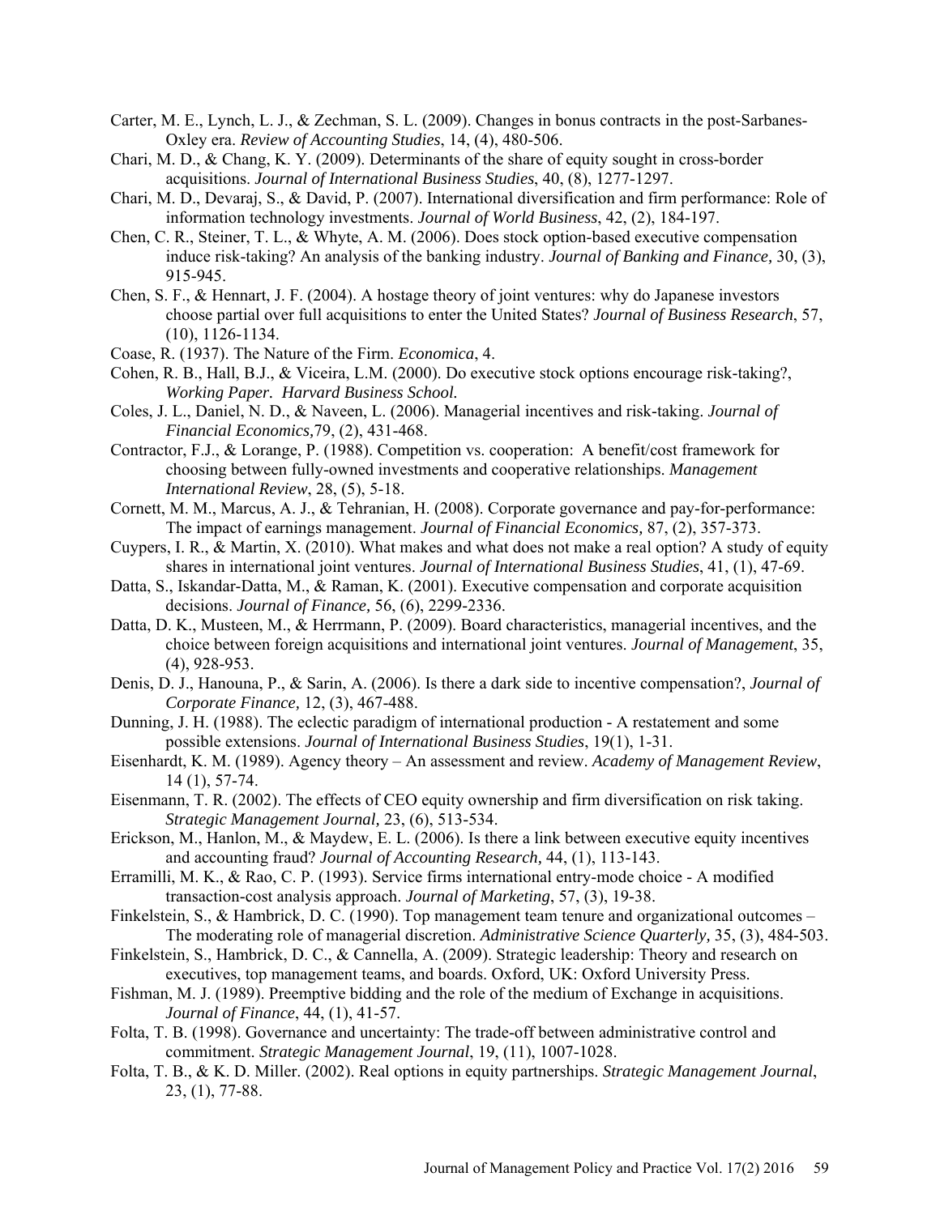Carter, M. E., Lynch, L. J., & Zechman, S. L. (2009). Changes in bonus contracts in the post-Sarbanes-Oxley era. *Review of Accounting Studies*, 14, (4), 480-506.

Chari, M. D., & Chang, K. Y. (2009). Determinants of the share of equity sought in cross-border acquisitions. *Journal of International Business Studies*, 40, (8), 1277-1297.

Chari, M. D., Devaraj, S., & David, P. (2007). International diversification and firm performance: Role of information technology investments. *Journal of World Business*, 42, (2), 184-197.

Chen, C. R., Steiner, T. L., & Whyte, A. M. (2006). Does stock option-based executive compensation induce risk-taking? An analysis of the banking industry. *Journal of Banking and Finance,* 30, (3), 915-945.

Chen, S. F., & Hennart, J. F. (2004). A hostage theory of joint ventures: why do Japanese investors choose partial over full acquisitions to enter the United States? *Journal of Business Research*, 57, (10), 1126-1134.

Coase, R. (1937). The Nature of the Firm. *Economica*, 4.

Cohen, R. B., Hall, B.J., & Viceira, L.M. (2000). Do executive stock options encourage risk-taking?, *Working Paper. Harvard Business School.*

Coles, J. L., Daniel, N. D., & Naveen, L. (2006). Managerial incentives and risk-taking. *Journal of Financial Economics,*79, (2), 431-468.

Contractor, F.J., & Lorange, P. (1988). Competition vs. cooperation: A benefit/cost framework for choosing between fully-owned investments and cooperative relationships. *Management International Review*, 28, (5), 5-18.

Cornett, M. M., Marcus, A. J., & Tehranian, H. (2008). Corporate governance and pay-for-performance: The impact of earnings management. *Journal of Financial Economics,* 87, (2), 357-373.

Cuypers, I. R., & Martin, X. (2010). What makes and what does not make a real option? A study of equity shares in international joint ventures. *Journal of International Business Studies*, 41, (1), 47-69.

Datta, S., Iskandar-Datta, M., & Raman, K. (2001). Executive compensation and corporate acquisition decisions. *Journal of Finance,* 56, (6), 2299-2336.

Datta, D. K., Musteen, M., & Herrmann, P. (2009). Board characteristics, managerial incentives, and the choice between foreign acquisitions and international joint ventures. *Journal of Management*, 35, (4), 928-953.

Denis, D. J., Hanouna, P., & Sarin, A. (2006). Is there a dark side to incentive compensation?, *Journal of Corporate Finance,* 12, (3), 467-488.

Dunning, J. H. (1988). The eclectic paradigm of international production - A restatement and some possible extensions. *Journal of International Business Studies*, 19(1), 1-31.

Eisenhardt, K. M. (1989). Agency theory – An assessment and review. *Academy of Management Review*, 14 (1), 57-74.

Eisenmann, T. R. (2002). The effects of CEO equity ownership and firm diversification on risk taking. *Strategic Management Journal,* 23, (6), 513-534.

Erickson, M., Hanlon, M., & Maydew, E. L. (2006). Is there a link between executive equity incentives and accounting fraud? *Journal of Accounting Research,* 44, (1), 113-143.

Erramilli, M. K., & Rao, C. P. (1993). Service firms international entry-mode choice - A modified transaction-cost analysis approach. *Journal of Marketing*, 57, (3), 19-38.

Finkelstein, S., & Hambrick, D. C. (1990). Top management team tenure and organizational outcomes – The moderating role of managerial discretion. *Administrative Science Quarterly,* 35, (3), 484-503.

Finkelstein, S., Hambrick, D. C., & Cannella, A. (2009). Strategic leadership: Theory and research on executives, top management teams, and boards. Oxford, UK: Oxford University Press.

Fishman, M. J. (1989). Preemptive bidding and the role of the medium of Exchange in acquisitions. *Journal of Finance*, 44, (1), 41-57.

Folta, T. B. (1998). Governance and uncertainty: The trade-off between administrative control and commitment. *Strategic Management Journal*, 19, (11), 1007-1028.

Folta, T. B., & K. D. Miller. (2002). Real options in equity partnerships. *Strategic Management Journal*, 23, (1), 77-88.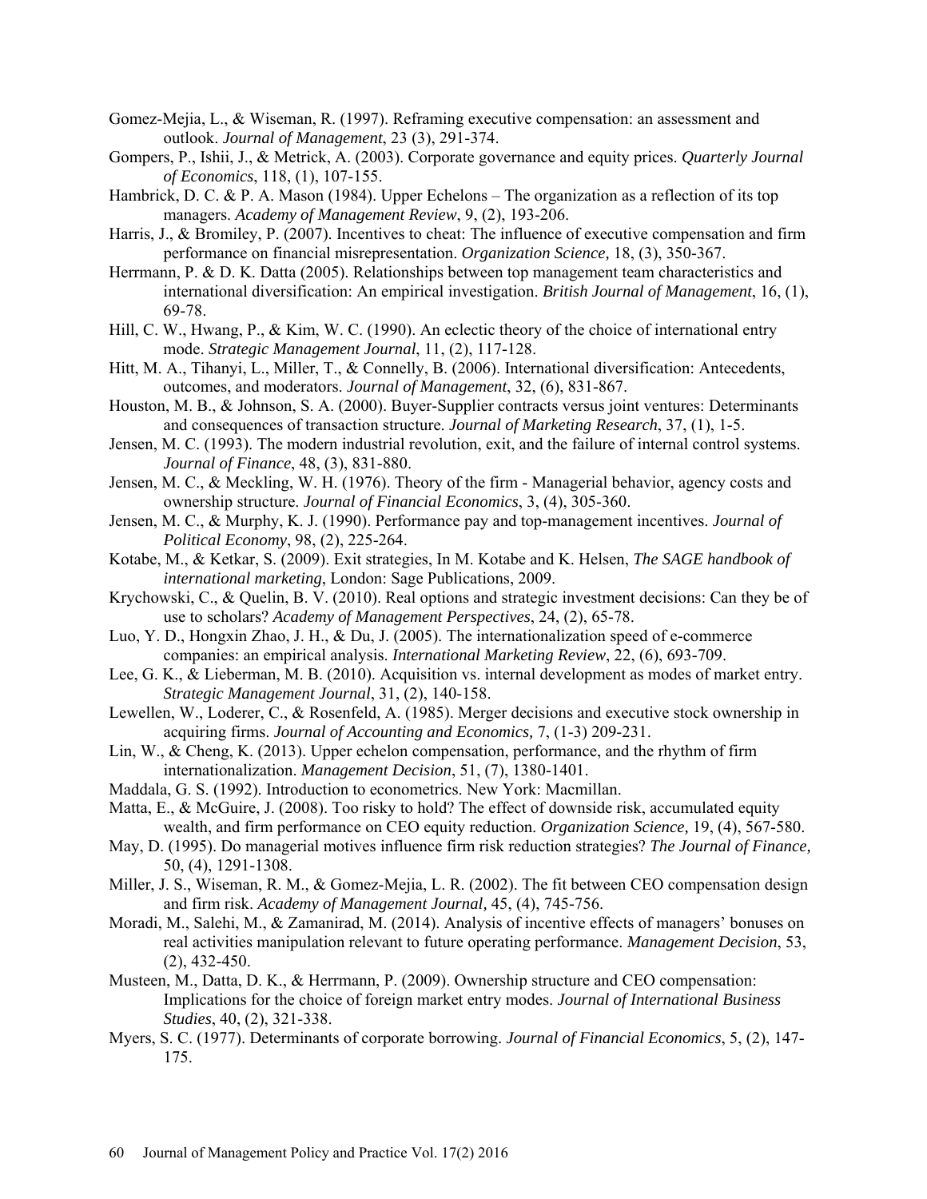Gomez-Mejia, L., & Wiseman, R. (1997). Reframing executive compensation: an assessment and outlook. *Journal of Management*, 23 (3), 291-374.

Gompers, P., Ishii, J., & Metrick, A. (2003). Corporate governance and equity prices. *Quarterly Journal of Economics*, 118, (1), 107-155.

Hambrick, D. C. & P. A. Mason (1984). Upper Echelons – The organization as a reflection of its top managers. *Academy of Management Review*, 9, (2), 193-206.

Harris, J., & Bromiley, P. (2007). Incentives to cheat: The influence of executive compensation and firm performance on financial misrepresentation. *Organization Science,* 18, (3), 350-367.

Herrmann, P. & D. K. Datta (2005). Relationships between top management team characteristics and international diversification: An empirical investigation. *British Journal of Management*, 16, (1), 69-78.

Hill, C. W., Hwang, P., & Kim, W. C. (1990). An eclectic theory of the choice of international entry mode. *Strategic Management Journal*, 11, (2), 117-128.

Hitt, M. A., Tihanyi, L., Miller, T., & Connelly, B. (2006). International diversification: Antecedents, outcomes, and moderators. *Journal of Management*, 32, (6), 831-867.

Houston, M. B., & Johnson, S. A. (2000). Buyer-Supplier contracts versus joint ventures: Determinants and consequences of transaction structure. *Journal of Marketing Research*, 37, (1), 1-5.

Jensen, M. C. (1993). The modern industrial revolution, exit, and the failure of internal control systems. *Journal of Finance*, 48, (3), 831-880.

Jensen, M. C., & Meckling, W. H. (1976). Theory of the firm - Managerial behavior, agency costs and ownership structure. *Journal of Financial Economics*, 3, (4), 305-360.

Jensen, M. C., & Murphy, K. J. (1990). Performance pay and top-management incentives. *Journal of Political Economy*, 98, (2), 225-264.

Kotabe, M., & Ketkar, S. (2009). Exit strategies, In M. Kotabe and K. Helsen, *The SAGE handbook of international marketing*, London: Sage Publications, 2009.

Krychowski, C., & Quelin, B. V. (2010). Real options and strategic investment decisions: Can they be of use to scholars? *Academy of Management Perspectives*, 24, (2), 65-78.

Luo, Y. D., Hongxin Zhao, J. H., & Du, J. (2005). The internationalization speed of e-commerce companies: an empirical analysis. *International Marketing Review*, 22, (6), 693-709.

Lee, G. K., & Lieberman, M. B. (2010). Acquisition vs. internal development as modes of market entry. *Strategic Management Journal*, 31, (2), 140-158.

Lewellen, W., Loderer, C., & Rosenfeld, A. (1985). Merger decisions and executive stock ownership in acquiring firms. *Journal of Accounting and Economics,* 7, (1-3) 209-231.

Lin, W., & Cheng, K. (2013). Upper echelon compensation, performance, and the rhythm of firm internationalization. *Management Decision*, 51, (7), 1380-1401.

Maddala, G. S. (1992). Introduction to econometrics. New York: Macmillan.

Matta, E., & McGuire, J. (2008). Too risky to hold? The effect of downside risk, accumulated equity wealth, and firm performance on CEO equity reduction. *Organization Science,* 19, (4), 567-580.

May, D. (1995). Do managerial motives influence firm risk reduction strategies? *The Journal of Finance,* 50, (4), 1291-1308.

Miller, J. S., Wiseman, R. M., & Gomez-Mejia, L. R. (2002). The fit between CEO compensation design and firm risk. *Academy of Management Journal,* 45, (4), 745-756.

Moradi, M., Salehi, M., & Zamanirad, M. (2014). Analysis of incentive effects of managers' bonuses on real activities manipulation relevant to future operating performance. *Management Decision*, 53, (2), 432-450.

Musteen, M., Datta, D. K., & Herrmann, P. (2009). Ownership structure and CEO compensation: Implications for the choice of foreign market entry modes. *Journal of International Business Studies*, 40, (2), 321-338.

Myers, S. C. (1977). Determinants of corporate borrowing. *Journal of Financial Economics*, 5, (2), 147-175.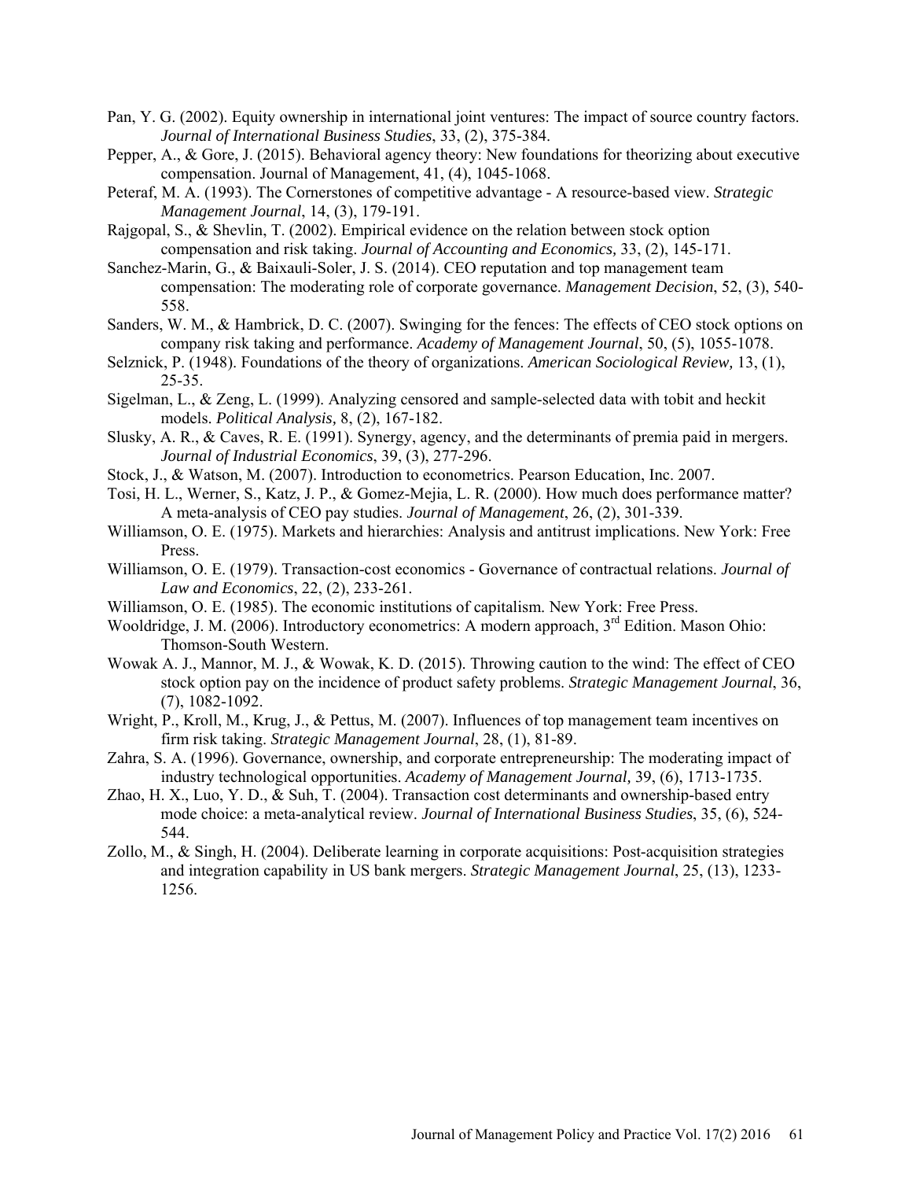Pan, Y. G. (2002). Equity ownership in international joint ventures: The impact of source country factors. *Journal of International Business Studies*, 33, (2), 375-384.

Pepper, A., & Gore, J. (2015). Behavioral agency theory: New foundations for theorizing about executive compensation. Journal of Management, 41, (4), 1045-1068.

Peteraf, M. A. (1993). The Cornerstones of competitive advantage - A resource-based view. *Strategic Management Journal*, 14, (3), 179-191.

Rajgopal, S., & Shevlin, T. (2002). Empirical evidence on the relation between stock option compensation and risk taking. *Journal of Accounting and Economics,* 33, (2), 145-171.

Sanchez-Marin, G., & Baixauli-Soler, J. S. (2014). CEO reputation and top management team compensation: The moderating role of corporate governance. *Management Decision*, 52, (3), 540-558.

Sanders, W. M., & Hambrick, D. C. (2007). Swinging for the fences: The effects of CEO stock options on company risk taking and performance. *Academy of Management Journal*, 50, (5), 1055-1078.

Selznick, P. (1948). Foundations of the theory of organizations. *American Sociological Review,* 13, (1), 25-35.

Sigelman, L., & Zeng, L. (1999). Analyzing censored and sample-selected data with tobit and heckit models. *Political Analysis,* 8, (2), 167-182.

Slusky, A. R., & Caves, R. E. (1991). Synergy, agency, and the determinants of premia paid in mergers. *Journal of Industrial Economics*, 39, (3), 277-296.

Stock, J., & Watson, M. (2007). Introduction to econometrics. Pearson Education, Inc. 2007.

Tosi, H. L., Werner, S., Katz, J. P., & Gomez-Mejia, L. R. (2000). How much does performance matter? A meta-analysis of CEO pay studies. *Journal of Management*, 26, (2), 301-339.

Williamson, O. E. (1975). Markets and hierarchies: Analysis and antitrust implications. New York: Free Press.

Williamson, O. E. (1979). Transaction-cost economics - Governance of contractual relations. *Journal of Law and Economics*, 22, (2), 233-261.

Williamson, O. E. (1985). The economic institutions of capitalism. New York: Free Press.

Wooldridge, J. M. (2006). Introductory econometrics: A modern approach, 3rd Edition. Mason Ohio: Thomson-South Western.

Wowak A. J., Mannor, M. J., & Wowak, K. D. (2015). Throwing caution to the wind: The effect of CEO stock option pay on the incidence of product safety problems. *Strategic Management Journal*, 36, (7), 1082-1092.

Wright, P., Kroll, M., Krug, J., & Pettus, M. (2007). Influences of top management team incentives on firm risk taking. *Strategic Management Journal*, 28, (1), 81-89.

Zahra, S. A. (1996). Governance, ownership, and corporate entrepreneurship: The moderating impact of industry technological opportunities. *Academy of Management Journal,* 39, (6), 1713-1735.

Zhao, H. X., Luo, Y. D., & Suh, T. (2004). Transaction cost determinants and ownership-based entry mode choice: a meta-analytical review. *Journal of International Business Studies*, 35, (6), 524-544.

Zollo, M., & Singh, H. (2004). Deliberate learning in corporate acquisitions: Post-acquisition strategies and integration capability in US bank mergers. *Strategic Management Journal*, 25, (13), 1233-1256.